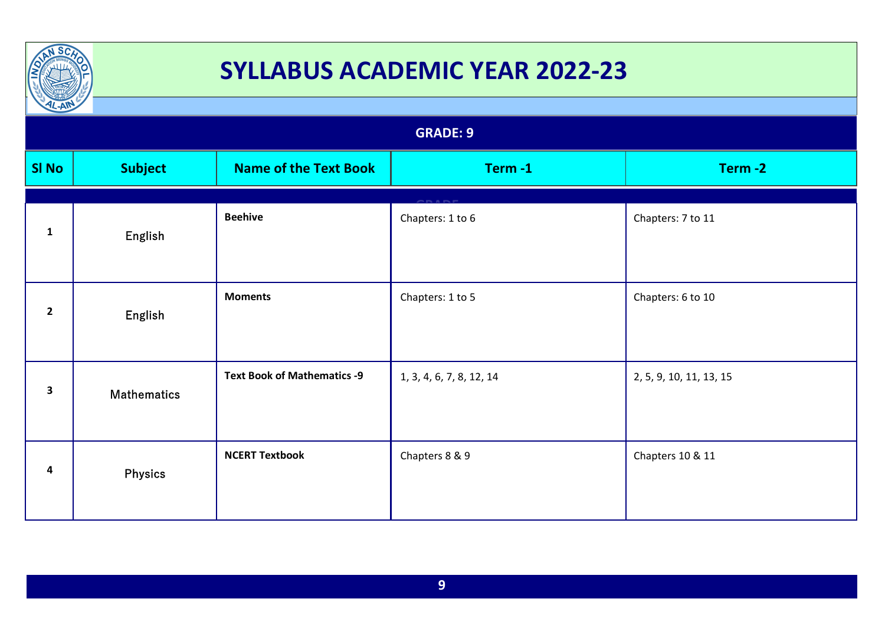# SYLLABUS ACADEMIC YEAR 2022-23

## GRADE: 9

| Sl No | Subject | Name of the Text Book | Term -1 | Term -2 |
|---|---|---|---|---|
| 1 | English | **Beehive** | Chapters: 1 to 6 | Chapters: 7 to 11 |
| 2 | English | **Moments** | Chapters: 1 to 5 | Chapters: 6 to 10 |
| 3 | Mathematics | **Text Book of Mathematics -9** | 1, 3, 4, 6, 7, 8, 12, 14 | 2, 5, 9, 10, 11, 13, 15 |
| 4 | Physics | **NCERT Textbook** | Chapters 8 & 9 | Chapters 10 & 11 |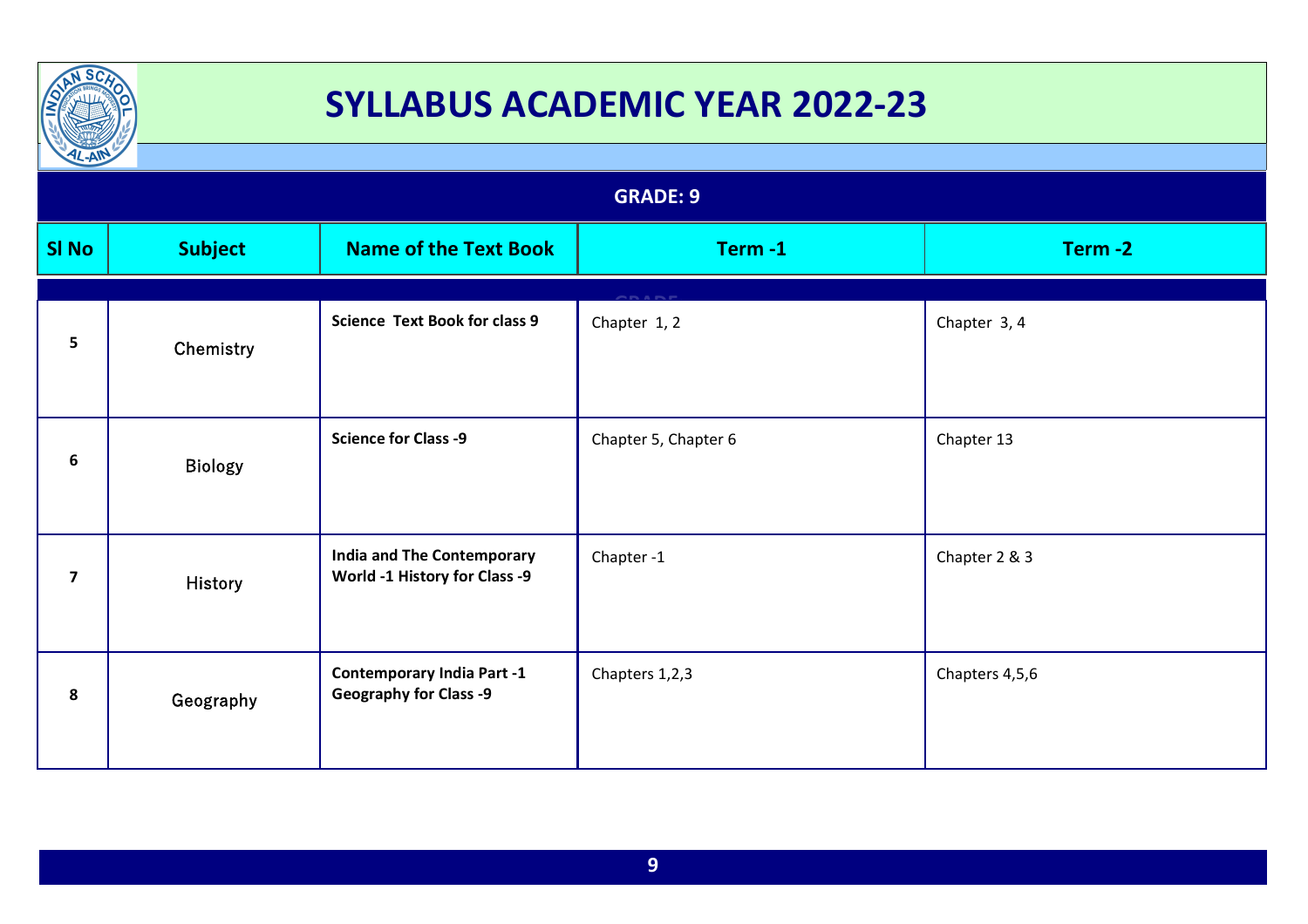# SYLLABUS ACADEMIC YEAR 2022-23

## GRADE: 9

| Sl No | Subject | Name of the Text Book | Term -1 | Term -2 |
|---|---|---|---|---|
| 5 | Chemistry | **Science Text Book for class 9** | Chapter 1, 2 | Chapter 3, 4 |
| 6 | Biology | **Science for Class -9** | Chapter 5, Chapter 6 | Chapter 13 |
| 7 | History | **India and The Contemporary World -1 History for Class -9** | Chapter -1 | Chapter 2 & 3 |
| 8 | Geography | **Contemporary India Part -1 Geography for Class -9** | Chapters 1,2,3 | Chapters 4,5,6 |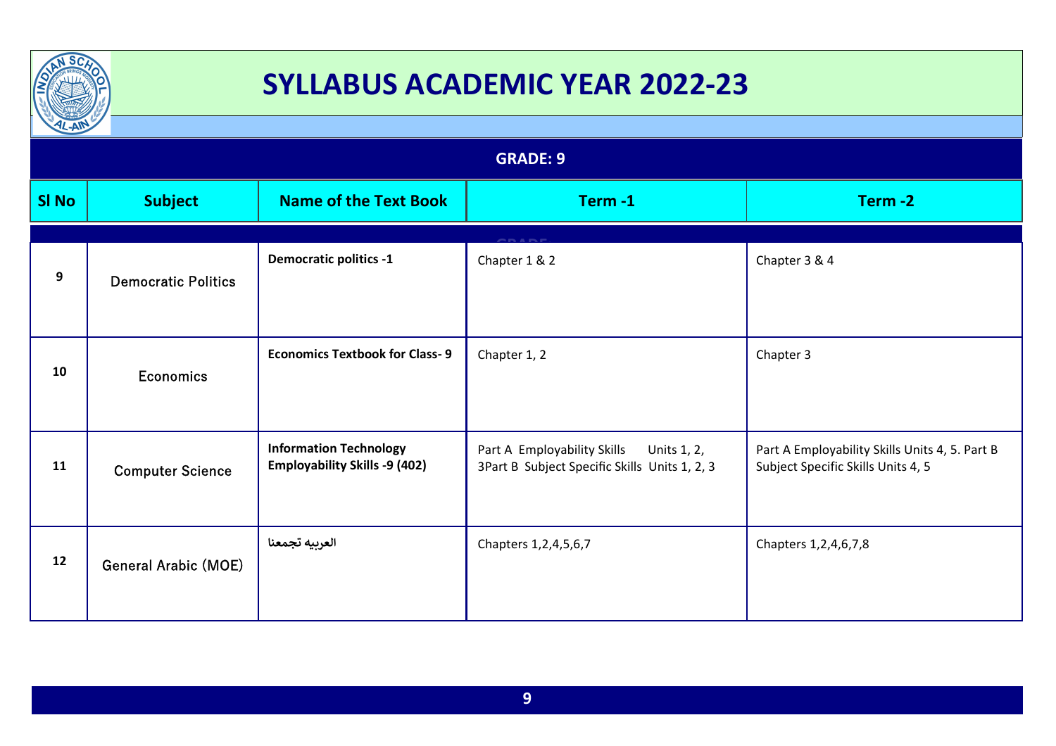# SYLLABUS ACADEMIC YEAR 2022-23

## GRADE: 9

| Sl No | Subject | Name of the Text Book | Term -1 | Term -2 |
|---|---|---|---|---|
| 9 | Democratic Politics | **Democratic politics -1** | Chapter 1 & 2 | Chapter 3 & 4 |
| 10 | Economics | **Economics Textbook for Class- 9** | Chapter 1, 2 | Chapter 3 |
| 11 | Computer Science | **Information Technology Employability Skills -9 (402)** | Part A Employability Skills Units 1, 2, 3Part B Subject Specific Skills Units 1, 2, 3 | Part A Employability Skills Units 4, 5. Part B Subject Specific Skills Units 4, 5 |
| 12 | General Arabic (MOE) | **العربيه تجمعنا** | Chapters 1,2,4,5,6,7 | Chapters 1,2,4,6,7,8 |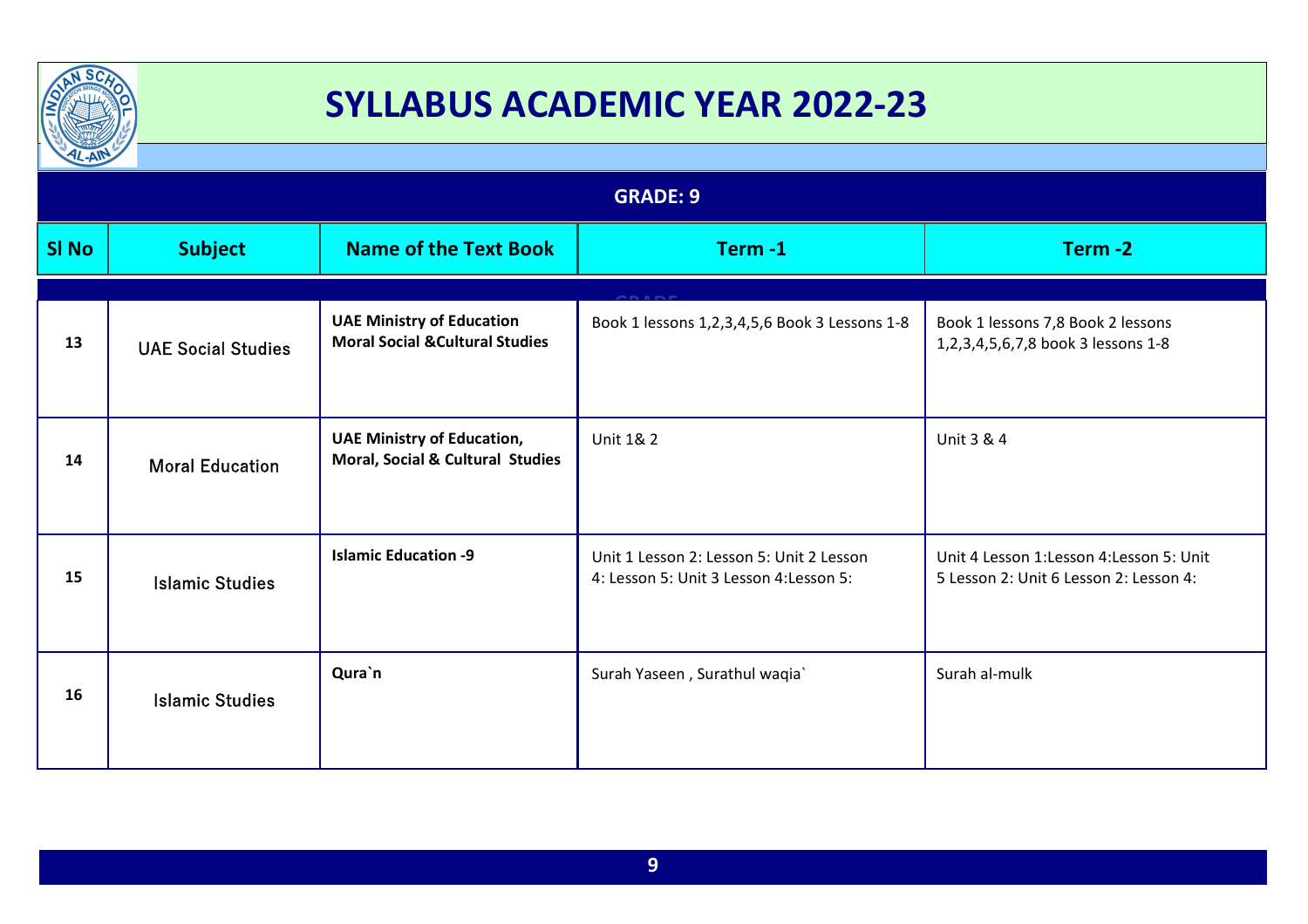# SYLLABUS ACADEMIC YEAR 2022-23

## GRADE: 9

| Sl No | Subject | Name of the Text Book | Term -1 | Term -2 |
|---|---|---|---|---|
| 13 | UAE Social Studies | **UAE Ministry of Education Moral Social &Cultural Studies** | Book 1 lessons 1,2,3,4,5,6 Book 3 Lessons 1-8 | Book 1 lessons 7,8 Book 2 lessons 1,2,3,4,5,6,7,8 book 3 lessons 1-8 |
| 14 | Moral Education | **UAE Ministry of Education, Moral, Social & Cultural Studies** | Unit 1& 2 | Unit 3 & 4 |
| 15 | Islamic Studies | **Islamic Education -9** | Unit 1 Lesson 2: Lesson 5: Unit 2 Lesson 4: Lesson 5: Unit 3 Lesson 4:Lesson 5: | Unit 4 Lesson 1:Lesson 4:Lesson 5: Unit 5 Lesson 2: Unit 6 Lesson 2: Lesson 4: |
| 16 | Islamic Studies | **Qura`n** | Surah Yaseen , Surathul waqia` | Surah al-mulk |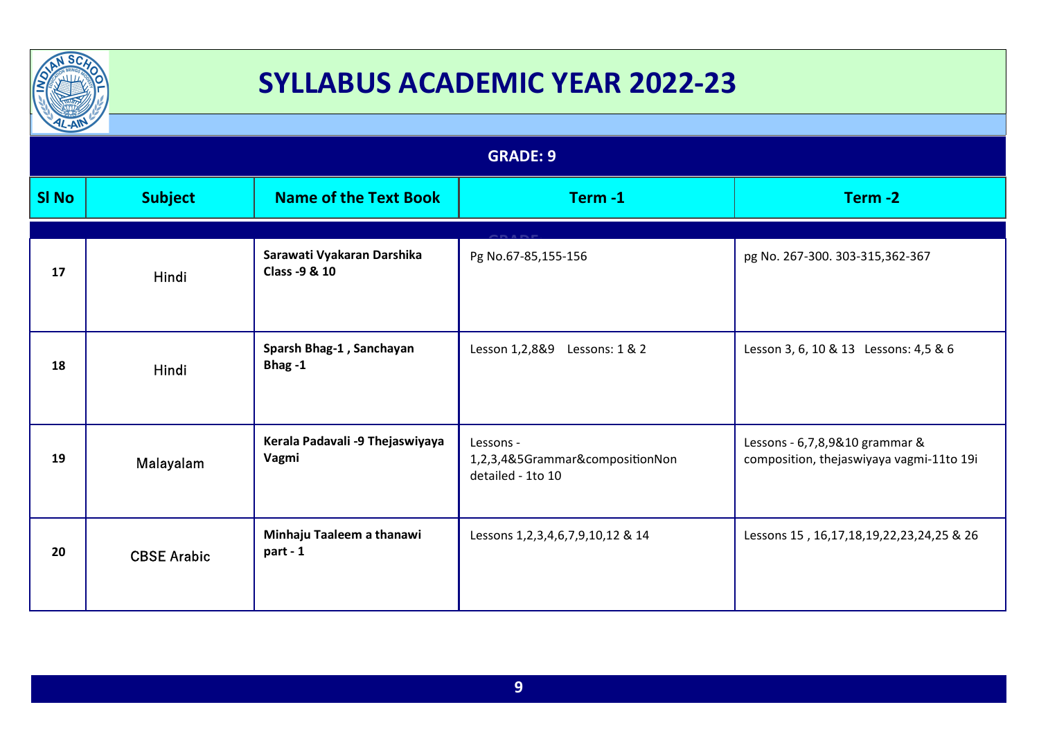# SYLLABUS ACADEMIC YEAR 2022-23

## GRADE: 9

| Sl No | Subject | Name of the Text Book | Term -1 | Term -2 |
|---|---|---|---|---|
| 17 | Hindi | **Sarawati Vyakaran Darshika Class -9 & 10** | Pg No.67-85,155-156 | pg No. 267-300. 303-315,362-367 |
| 18 | Hindi | **Sparsh Bhag-1 , Sanchayan Bhag -1** | Lesson 1,2,8&9 Lessons: 1 & 2 | Lesson 3, 6, 10 & 13 Lessons: 4,5 & 6 |
| 19 | Malayalam | **Kerala Padavali -9 Thejaswiyaya Vagmi** | Lessons - 1,2,3,4&5Grammar&compositionNon detailed - 1to 10 | Lessons - 6,7,8,9&10 grammar & composition, thejaswiyaya vagmi-11to 19i |
| 20 | CBSE Arabic | **Minhaju Taaleem a thanawi part - 1** | Lessons 1,2,3,4,6,7,9,10,12 & 14 | Lessons 15 , 16,17,18,19,22,23,24,25 & 26 |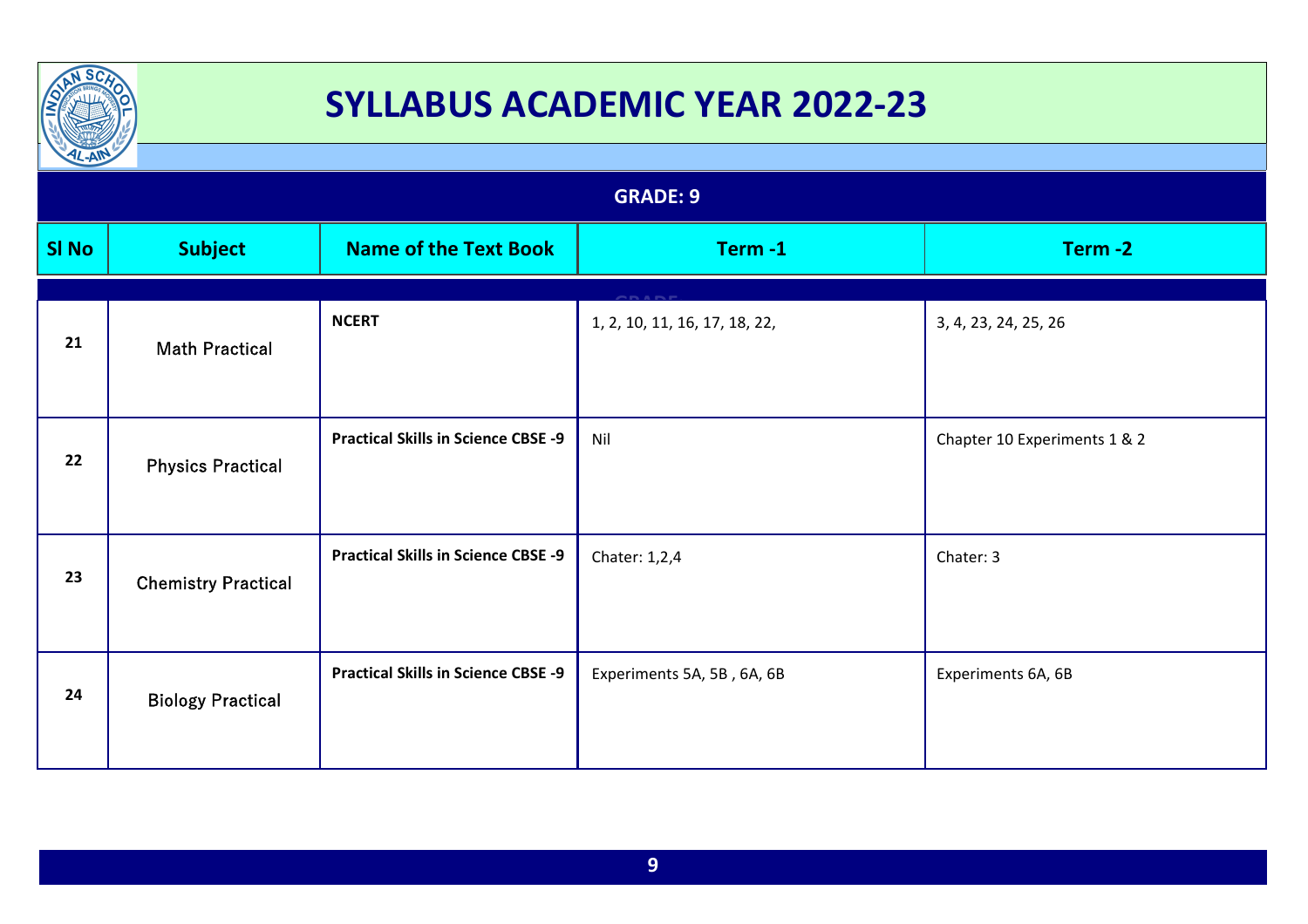# SYLLABUS ACADEMIC YEAR 2022-23

## GRADE: 9

| Sl No | Subject | Name of the Text Book | Term -1 | Term -2 |
|---|---|---|---|---|
| 21 | Math Practical | **NCERT** | 1, 2, 10, 11, 16, 17, 18, 22, | 3, 4, 23, 24, 25, 26 |
| 22 | Physics Practical | **Practical Skills in Science CBSE -9** | Nil | Chapter 10 Experiments 1 & 2 |
| 23 | Chemistry Practical | **Practical Skills in Science CBSE -9** | Chater: 1,2,4 | Chater: 3 |
| 24 | Biology Practical | **Practical Skills in Science CBSE -9** | Experiments 5A, 5B , 6A, 6B | Experiments 6A, 6B |